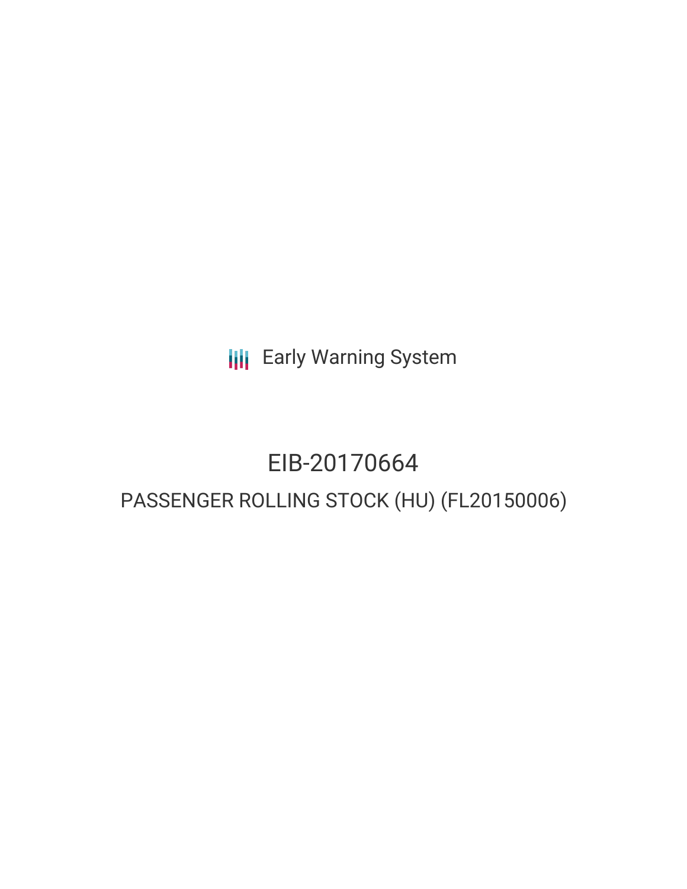Early Warning System

# EIB-20170664

## PASSENGER ROLLING STOCK (HU) (FL20150006)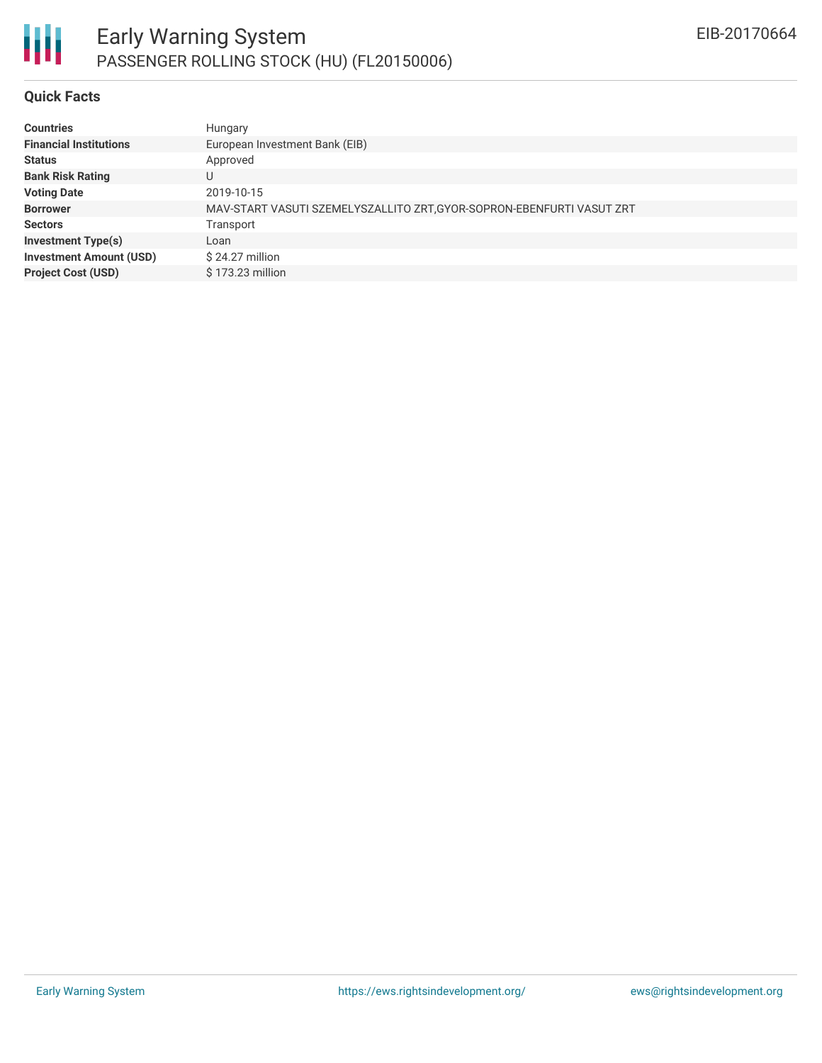# Early Warning System

## PASSENGER ROLLING STOCK (HU) (FL20150006)

EIB-20170664

### Quick Facts

| | |
|---|---|
| **Countries** | Hungary |
| **Financial Institutions** | European Investment Bank (EIB) |
| **Status** | Approved |
| **Bank Risk Rating** | U |
| **Voting Date** | 2019-10-15 |
| **Borrower** | MAV-START VASUTI SZEMELYSZALLITO ZRT,GYOR-SOPRON-EBENFURTI VASUT ZRT |
| **Sectors** | Transport |
| **Investment Type(s)** | Loan |
| **Investment Amount (USD)** | $ 24.27 million |
| **Project Cost (USD)** | $ 173.23 million |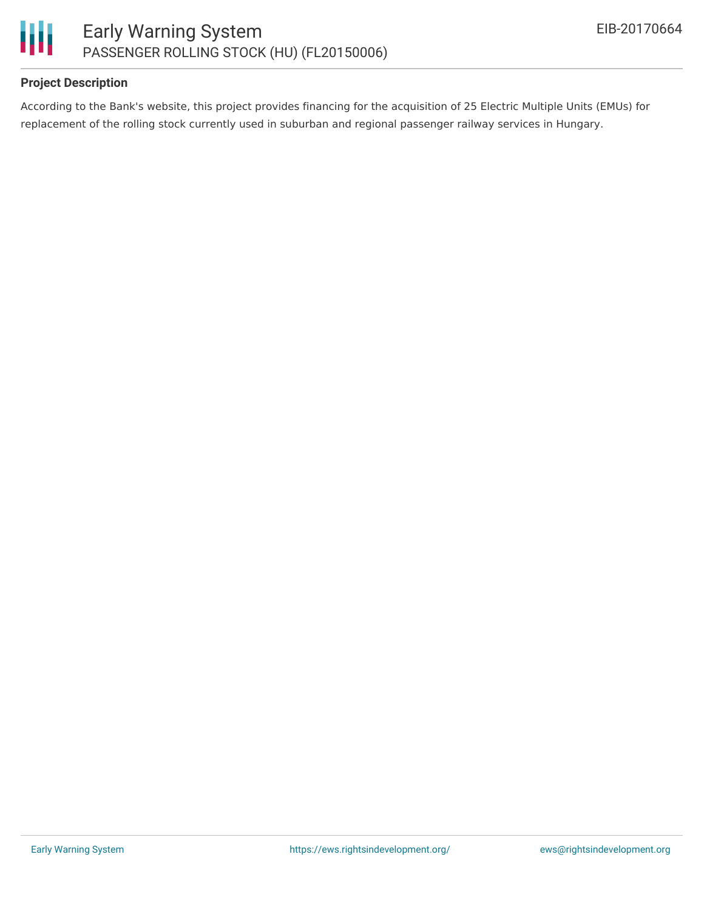### Project Description

According to the Bank's website, this project provides financing for the acquisition of 25 Electric Multiple Units (EMUs) for replacement of the rolling stock currently used in suburban and regional passenger railway services in Hungary.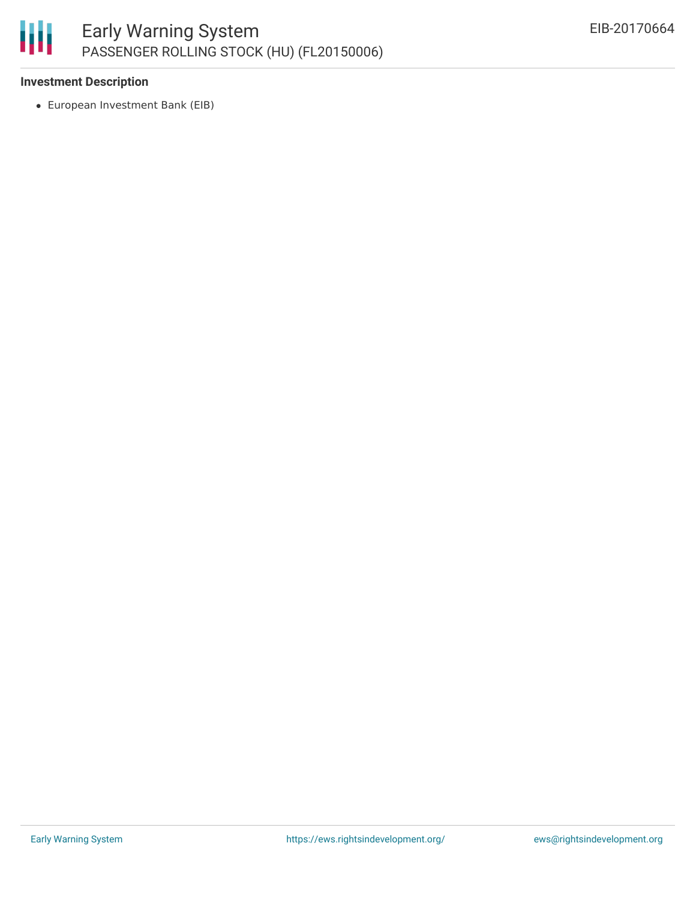### Investment Description

- European Investment Bank (EIB)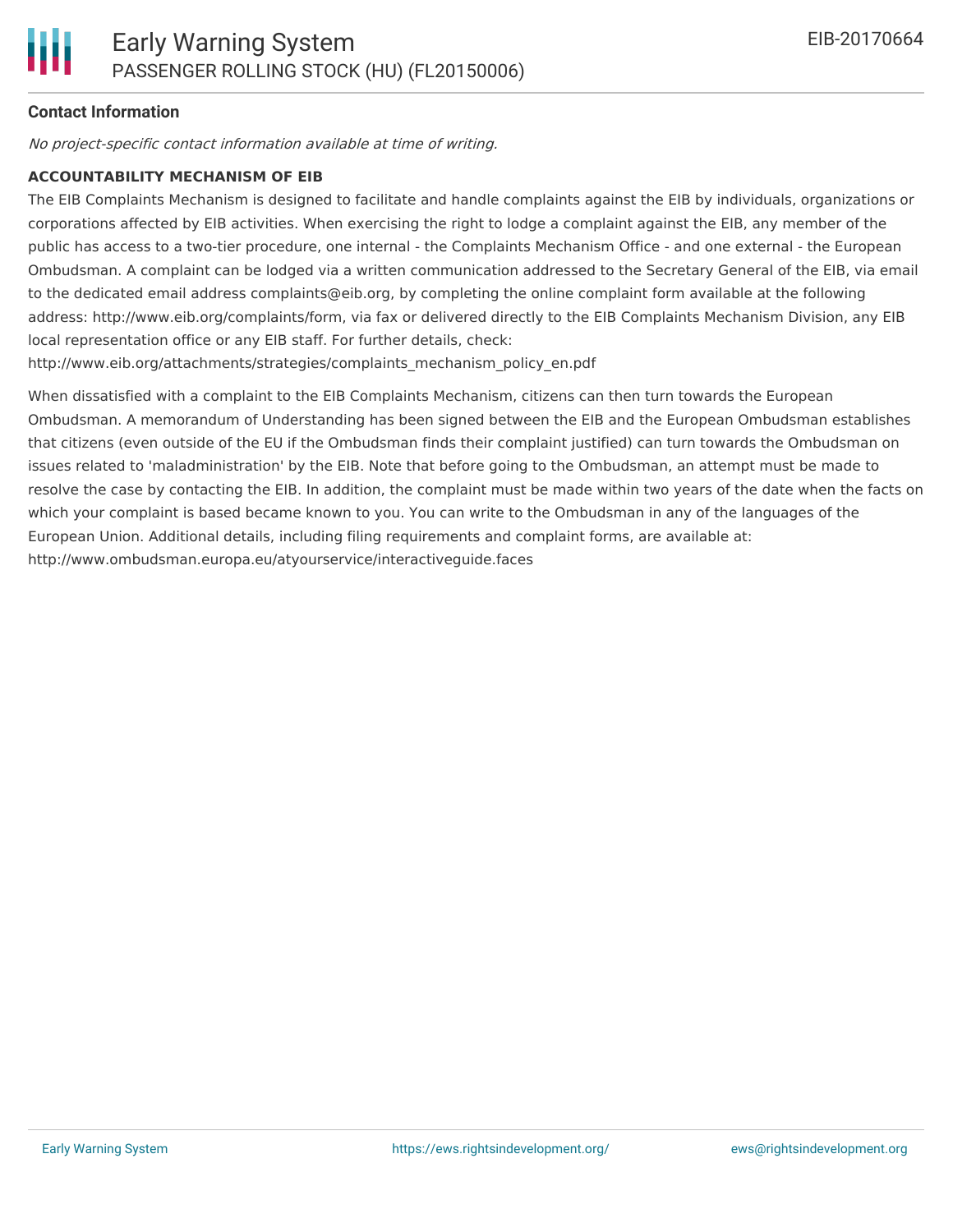### Contact Information

*No project-specific contact information available at time of writing.*

**ACCOUNTABILITY MECHANISM OF EIB**

The EIB Complaints Mechanism is designed to facilitate and handle complaints against the EIB by individuals, organizations or corporations affected by EIB activities. When exercising the right to lodge a complaint against the EIB, any member of the public has access to a two-tier procedure, one internal - the Complaints Mechanism Office - and one external - the European Ombudsman. A complaint can be lodged via a written communication addressed to the Secretary General of the EIB, via email to the dedicated email address complaints@eib.org, by completing the online complaint form available at the following address: http://www.eib.org/complaints/form, via fax or delivered directly to the EIB Complaints Mechanism Division, any EIB local representation office or any EIB staff. For further details, check: http://www.eib.org/attachments/strategies/complaints_mechanism_policy_en.pdf

When dissatisfied with a complaint to the EIB Complaints Mechanism, citizens can then turn towards the European Ombudsman. A memorandum of Understanding has been signed between the EIB and the European Ombudsman establishes that citizens (even outside of the EU if the Ombudsman finds their complaint justified) can turn towards the Ombudsman on issues related to 'maladministration' by the EIB. Note that before going to the Ombudsman, an attempt must be made to resolve the case by contacting the EIB. In addition, the complaint must be made within two years of the date when the facts on which your complaint is based became known to you. You can write to the Ombudsman in any of the languages of the European Union. Additional details, including filing requirements and complaint forms, are available at: http://www.ombudsman.europa.eu/atyourservice/interactiveguide.faces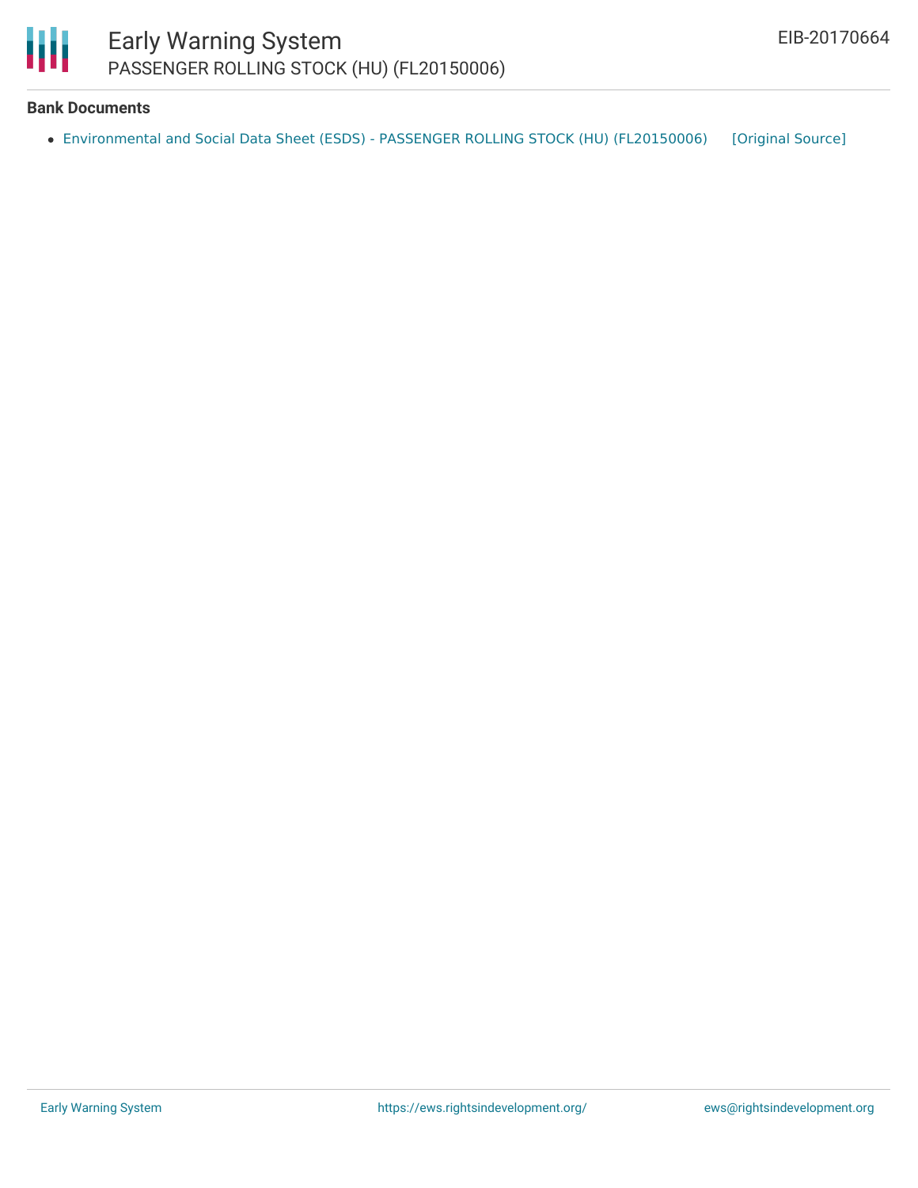**Bank Documents**

- Environmental and Social Data Sheet (ESDS) - PASSENGER ROLLING STOCK (HU) (FL20150006) [Original Source]